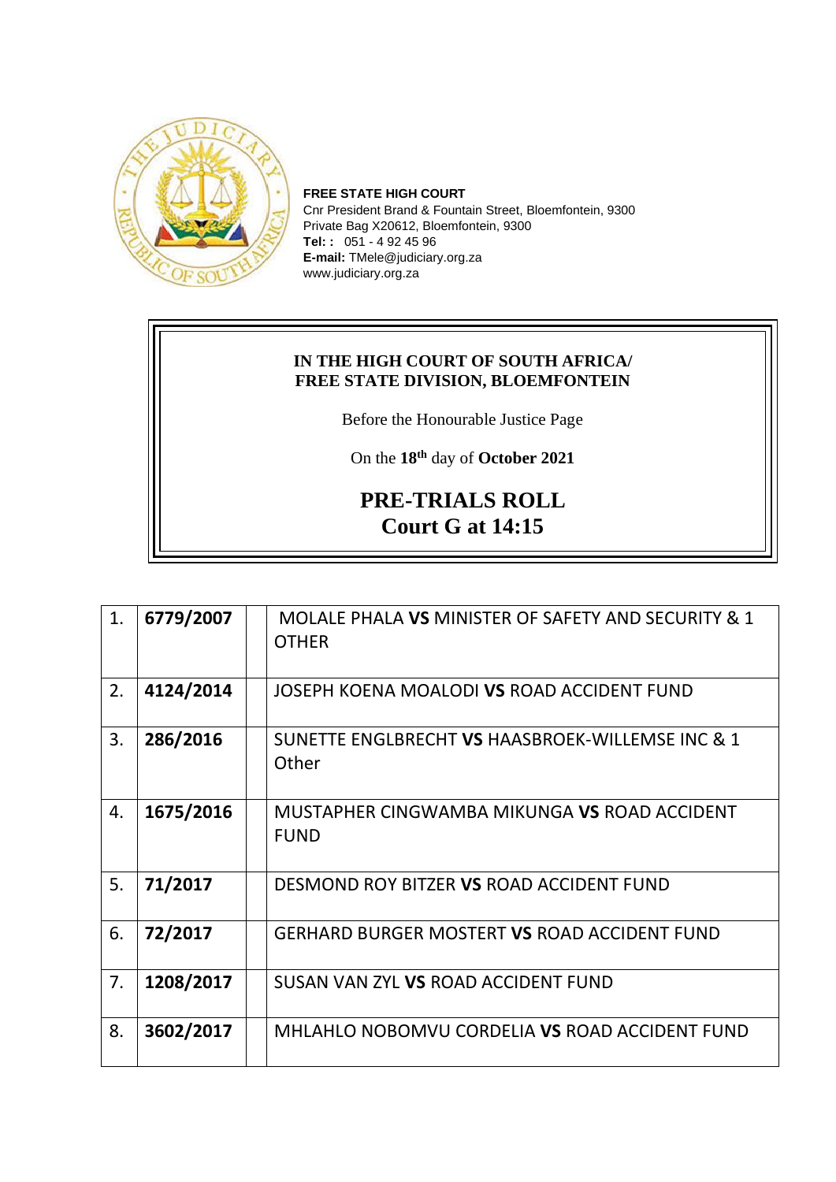**FREE STATE HIGH COURT**
Cnr President Brand & Fountain Street, Bloemfontein, 9300
Private Bag X20612, Bloemfontein, 9300
**Tel: :** 051 - 4 92 45 96
**E-mail:** TMele@judiciary.org.za
www.judiciary.org.za

**IN THE HIGH COURT OF SOUTH AFRICA/**
**FREE STATE DIVISION, BLOEMFONTEIN**

Before the Honourable Justice Page

On the **18th** day of **October 2021**

## PRE-TRIALS ROLL
## Court G at 14:15

| | | | |
|---|---|---|---|
| 1. | **6779/2007** | | MOLALE PHALA **VS** MINISTER OF SAFETY AND SECURITY & 1 OTHER |
| 2. | **4124/2014** | | JOSEPH KOENA MOALODI **VS** ROAD ACCIDENT FUND |
| 3. | **286/2016** | | SUNETTE ENGLBRECHT **VS** HAASBROEK-WILLEMSE INC & 1 Other |
| 4. | **1675/2016** | | MUSTAPHER CINGWAMBA MIKUNGA **VS** ROAD ACCIDENT FUND |
| 5. | **71/2017** | | DESMOND ROY BITZER **VS** ROAD ACCIDENT FUND |
| 6. | **72/2017** | | GERHARD BURGER MOSTERT **VS** ROAD ACCIDENT FUND |
| 7. | **1208/2017** | | SUSAN VAN ZYL **VS** ROAD ACCIDENT FUND |
| 8. | **3602/2017** | | MHLAHLO NOBOMVU CORDELIA **VS** ROAD ACCIDENT FUND |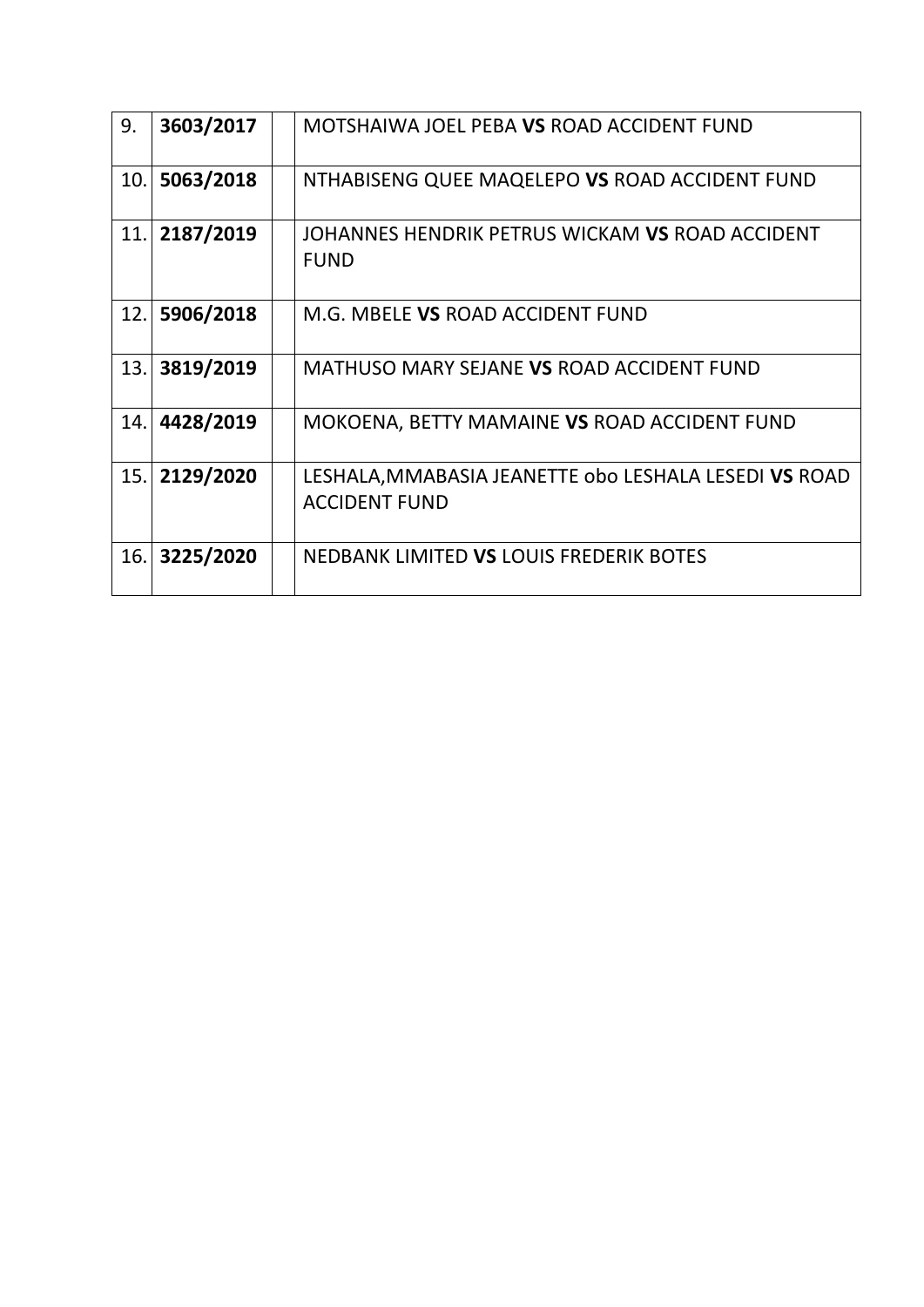| | | | |
|---|---|---|---|
| 9. | **3603/2017** | | MOTSHAIWA JOEL PEBA **VS** ROAD ACCIDENT FUND |
| 10. | **5063/2018** | | NTHABISENG QUEE MAQELEPO **VS** ROAD ACCIDENT FUND |
| 11. | **2187/2019** | | JOHANNES HENDRIK PETRUS WICKAM **VS** ROAD ACCIDENT FUND |
| 12. | **5906/2018** | | M.G. MBELE **VS** ROAD ACCIDENT FUND |
| 13. | **3819/2019** | | MATHUSO MARY SEJANE **VS** ROAD ACCIDENT FUND |
| 14. | **4428/2019** | | MOKOENA, BETTY MAMAINE **VS** ROAD ACCIDENT FUND |
| 15. | **2129/2020** | | LESHALA,MMABASIA JEANETTE obo LESHALA LESEDI **VS** ROAD ACCIDENT FUND |
| 16. | **3225/2020** | | NEDBANK LIMITED **VS** LOUIS FREDERIK BOTES |